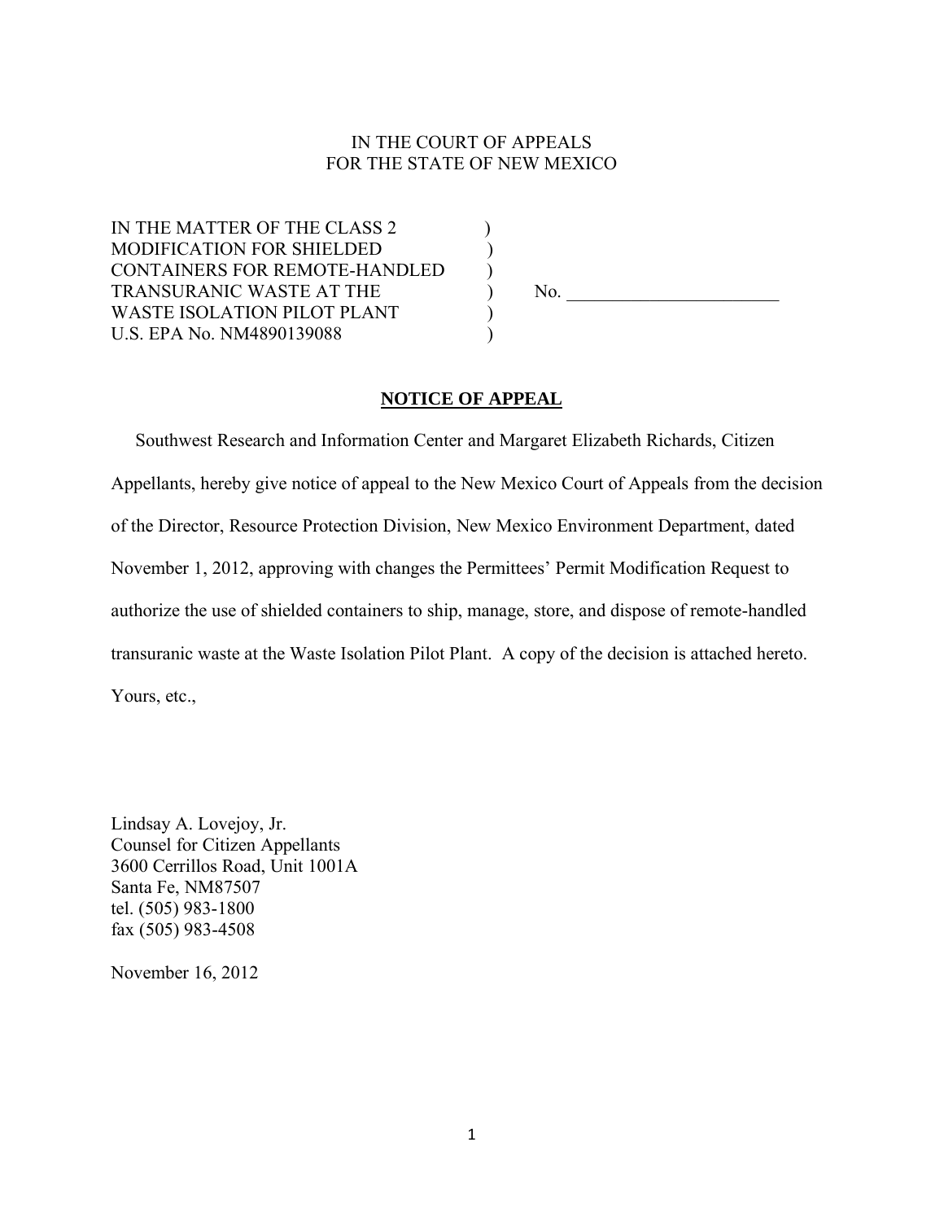IN THE COURT OF APPEALS
FOR THE STATE OF NEW MEXICO

IN THE MATTER OF THE CLASS 2 )
MODIFICATION FOR SHIELDED )
CONTAINERS FOR REMOTE-HANDLED )
TRANSURANIC WASTE AT THE ) No. ________________________
WASTE ISOLATION PILOT PLANT )
U.S. EPA No. NM4890139088 )

## NOTICE OF APPEAL

Southwest Research and Information Center and Margaret Elizabeth Richards, Citizen Appellants, hereby give notice of appeal to the New Mexico Court of Appeals from the decision of the Director, Resource Protection Division, New Mexico Environment Department, dated November 1, 2012, approving with changes the Permittees' Permit Modification Request to authorize the use of shielded containers to ship, manage, store, and dispose of remote-handled transuranic waste at the Waste Isolation Pilot Plant. A copy of the decision is attached hereto. Yours, etc.,

Lindsay A. Lovejoy, Jr.
Counsel for Citizen Appellants
3600 Cerrillos Road, Unit 1001A
Santa Fe, NM87507
tel. (505) 983-1800
fax (505) 983-4508

November 16, 2012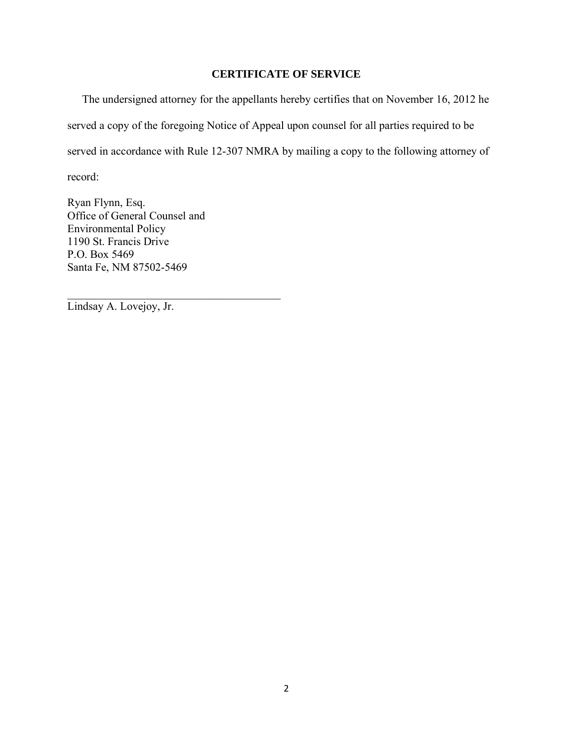## CERTIFICATE OF SERVICE

The undersigned attorney for the appellants hereby certifies that on November 16, 2012 he served a copy of the foregoing Notice of Appeal upon counsel for all parties required to be served in accordance with Rule 12-307 NMRA by mailing a copy to the following attorney of record:

Ryan Flynn, Esq.
Office of General Counsel and
Environmental Policy
1190 St. Francis Drive
P.O. Box 5469
Santa Fe, NM 87502-5469

\_\_\_\_\_\_\_\_\_\_\_\_\_\_\_\_\_\_\_\_\_\_\_\_\_\_\_\_\_\_\_\_\_\_\_\_\_\_\_\_
Lindsay A. Lovejoy, Jr.